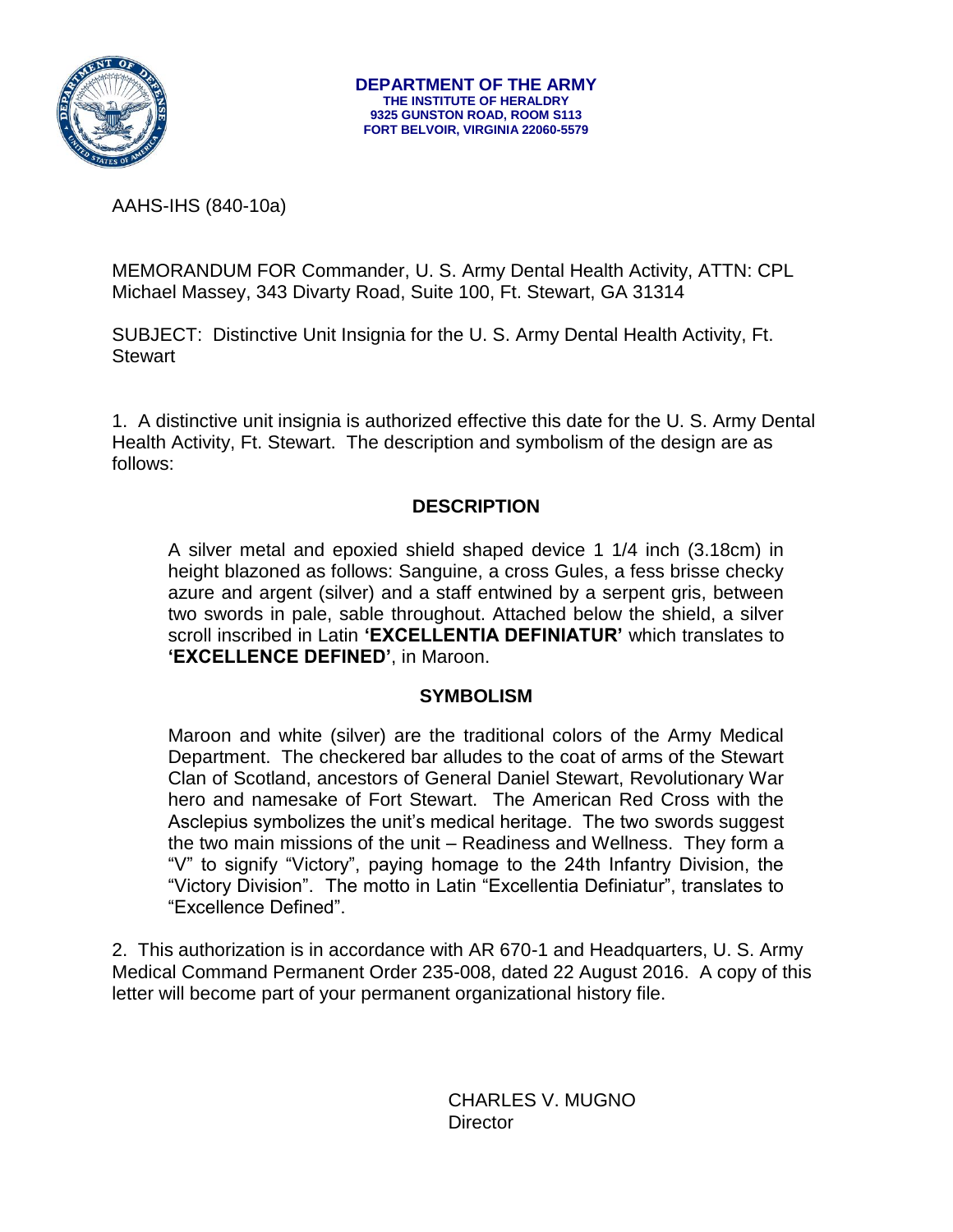**DEPARTMENT OF THE ARMY**
**THE INSTITUTE OF HERALDRY**
**9325 GUNSTON ROAD, ROOM S113**
**FORT BELVOIR, VIRGINIA 22060-5579**

AAHS-IHS (840-10a)

MEMORANDUM FOR Commander, U. S. Army Dental Health Activity, ATTN: CPL Michael Massey, 343 Divarty Road, Suite 100, Ft. Stewart, GA 31314

SUBJECT: Distinctive Unit Insignia for the U. S. Army Dental Health Activity, Ft. Stewart

1. A distinctive unit insignia is authorized effective this date for the U. S. Army Dental Health Activity, Ft. Stewart. The description and symbolism of the design are as follows:

## DESCRIPTION

A silver metal and epoxied shield shaped device 1 1/4 inch (3.18cm) in height blazoned as follows: Sanguine, a cross Gules, a fess brisse checky azure and argent (silver) and a staff entwined by a serpent gris, between two swords in pale, sable throughout. Attached below the shield, a silver scroll inscribed in Latin **'EXCELLENTIA DEFINIATUR'** which translates to **'EXCELLENCE DEFINED'**, in Maroon.

## SYMBOLISM

Maroon and white (silver) are the traditional colors of the Army Medical Department. The checkered bar alludes to the coat of arms of the Stewart Clan of Scotland, ancestors of General Daniel Stewart, Revolutionary War hero and namesake of Fort Stewart. The American Red Cross with the Asclepius symbolizes the unit's medical heritage. The two swords suggest the two main missions of the unit – Readiness and Wellness. They form a "V" to signify "Victory", paying homage to the 24th Infantry Division, the "Victory Division". The motto in Latin "Excellentia Definiatur", translates to "Excellence Defined".

2. This authorization is in accordance with AR 670-1 and Headquarters, U. S. Army Medical Command Permanent Order 235-008, dated 22 August 2016. A copy of this letter will become part of your permanent organizational history file.

CHARLES V. MUGNO
Director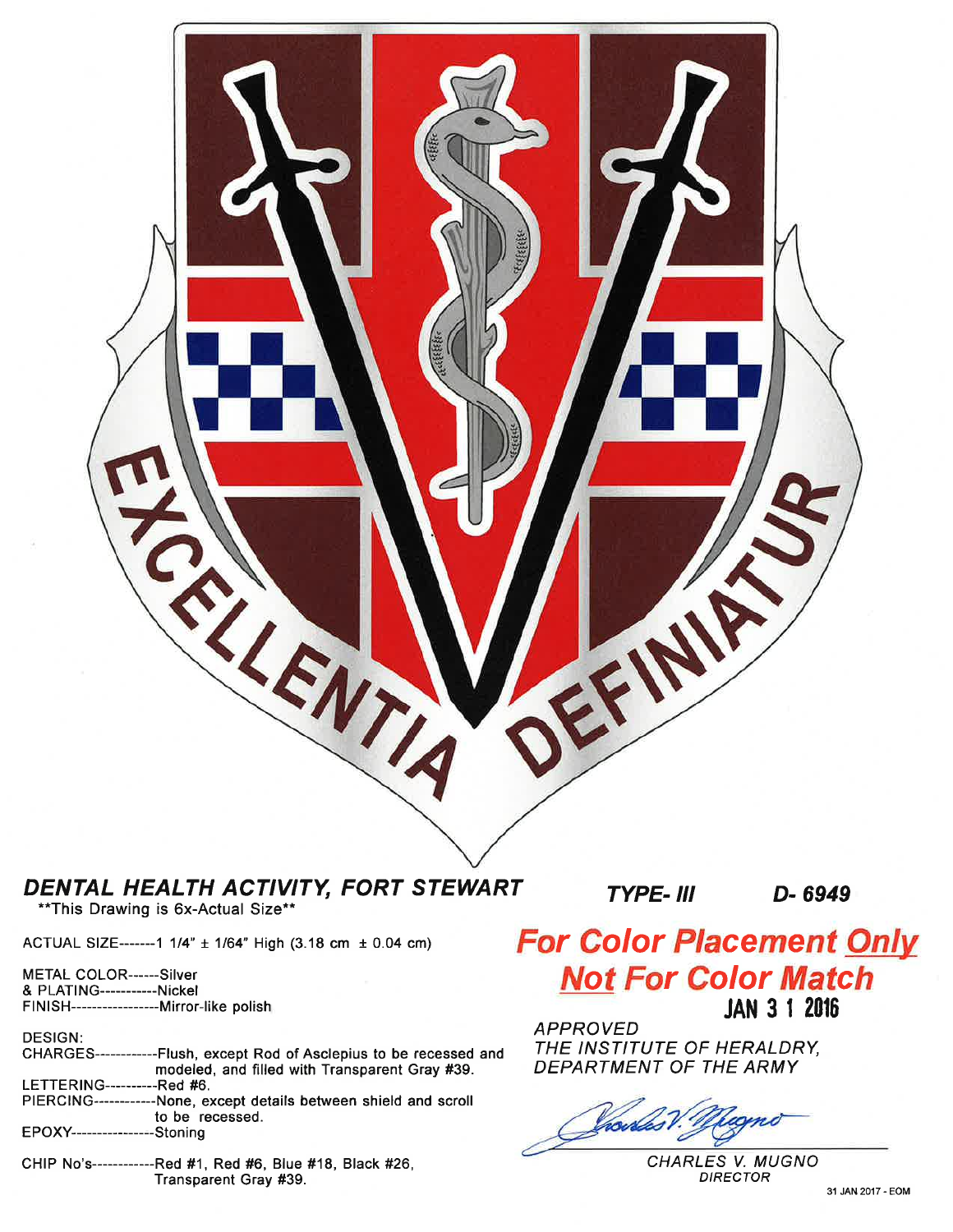EXCELLENTIA DEFINIATUR

**_DENTAL HEALTH ACTIVITY, FORT STEWART_**

\*\*This Drawing is 6x-Actual Size\*\*

**_TYPE- III_** **_D- 6949_**

ACTUAL SIZE-------1 1/4" ± 1/64" High (3.18 cm ± 0.04 cm)

METAL COLOR------Silver
& PLATING-----------Nickel
FINISH-----------------Mirror-like polish

DESIGN:
CHARGES------------Flush, except Rod of Asclepius to be recessed and modeled, and filled with Transparent Gray #39.
LETTERING----------Red #6.
PIERCING------------None, except details between shield and scroll to be recessed.
EPOXY----------------Stoning

CHIP No's------------Red #1, Red #6, Blue #18, Black #26, Transparent Gray #39.

**_For Color Placement Only_**
**_Not For Color Match_**

**JAN 3 1 2016**

_APPROVED_
_THE INSTITUTE OF HERALDRY,_
_DEPARTMENT OF THE ARMY_

_CHARLES V. MUGNO_
_DIRECTOR_

31 JAN 2017 - EOM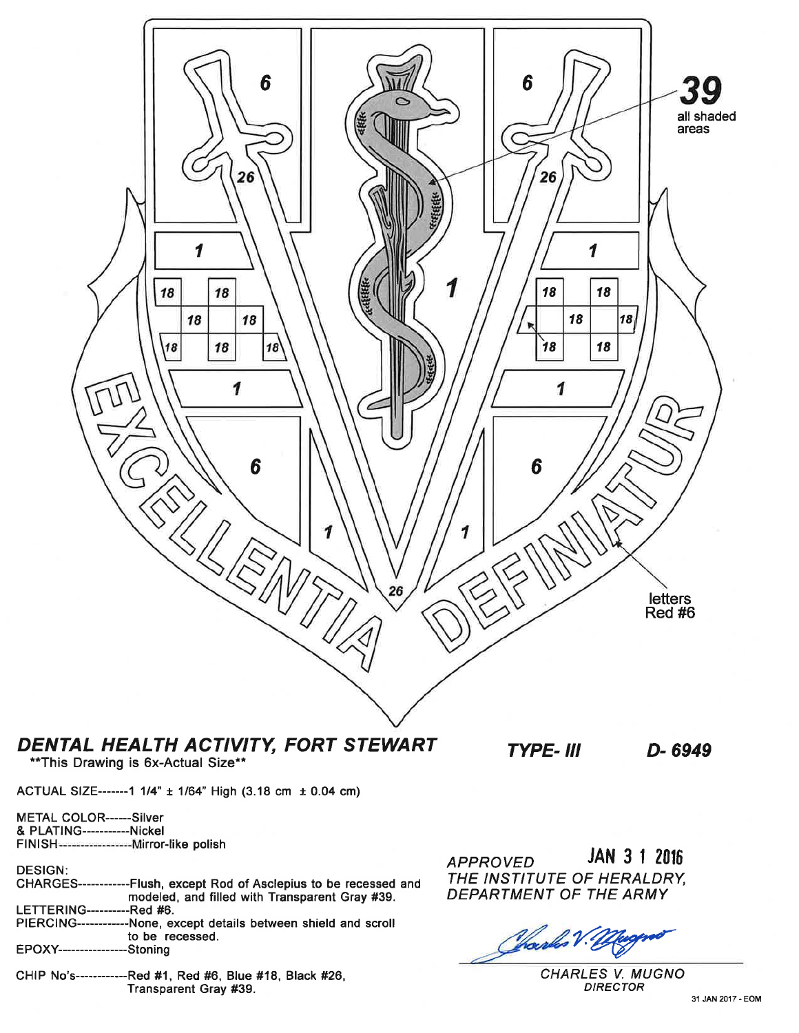39
all shaded areas

EXCELLENTIA DEFINIATUR

letters Red #6

## *DENTAL HEALTH ACTIVITY, FORT STEWART* *TYPE- III* *D- 6949*

**This Drawing is 6x-Actual Size**

ACTUAL SIZE-------1 1/4" ± 1/64" High (3.18 cm ± 0.04 cm)

METAL COLOR------Silver
& PLATING-----------Nickel
FINISH-----------------Mirror-like polish

DESIGN:
CHARGES------------Flush, except Rod of Asclepius to be recessed and modeled, and filled with Transparent Gray #39.
LETTERING----------Red #6.
PIERCING------------None, except details between shield and scroll to be recessed.
EPOXY----------------Stoning

CHIP No's------------Red #1, Red #6, Blue #18, Black #26, Transparent Gray #39.

*APPROVED* JAN 31 2016
*THE INSTITUTE OF HERALDRY, DEPARTMENT OF THE ARMY*

*CHARLES V. MUGNO*
*DIRECTOR*

31 JAN 2017 - EOM